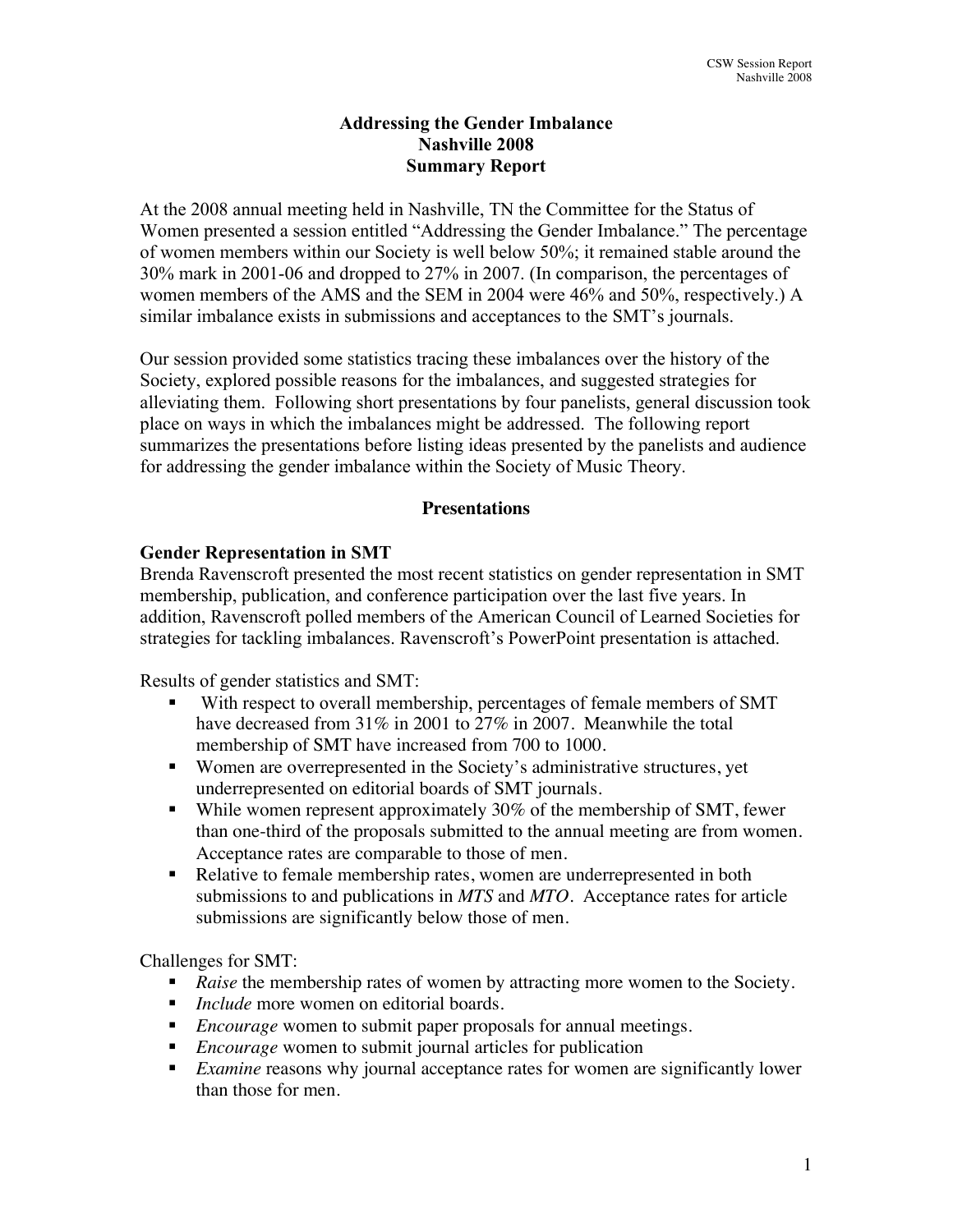# Addressing the Gender Imbalance
## Nashville 2008
## Summary Report

At the 2008 annual meeting held in Nashville, TN the Committee for the Status of Women presented a session entitled "Addressing the Gender Imbalance." The percentage of women members within our Society is well below 50%; it remained stable around the 30% mark in 2001-06 and dropped to 27% in 2007. (In comparison, the percentages of women members of the AMS and the SEM in 2004 were 46% and 50%, respectively.) A similar imbalance exists in submissions and acceptances to the SMT's journals.

Our session provided some statistics tracing these imbalances over the history of the Society, explored possible reasons for the imbalances, and suggested strategies for alleviating them. Following short presentations by four panelists, general discussion took place on ways in which the imbalances might be addressed. The following report summarizes the presentations before listing ideas presented by the panelists and audience for addressing the gender imbalance within the Society of Music Theory.

## Presentations

### Gender Representation in SMT

Brenda Ravenscroft presented the most recent statistics on gender representation in SMT membership, publication, and conference participation over the last five years. In addition, Ravenscroft polled members of the American Council of Learned Societies for strategies for tackling imbalances. Ravenscroft's PowerPoint presentation is attached.

Results of gender statistics and SMT:

- With respect to overall membership, percentages of female members of SMT have decreased from 31% in 2001 to 27% in 2007. Meanwhile the total membership of SMT have increased from 700 to 1000.
- Women are overrepresented in the Society's administrative structures, yet underrepresented on editorial boards of SMT journals.
- While women represent approximately 30% of the membership of SMT, fewer than one-third of the proposals submitted to the annual meeting are from women. Acceptance rates are comparable to those of men.
- Relative to female membership rates, women are underrepresented in both submissions to and publications in *MTS* and *MTO*. Acceptance rates for article submissions are significantly below those of men.

Challenges for SMT:

- *Raise* the membership rates of women by attracting more women to the Society.
- *Include* more women on editorial boards.
- *Encourage* women to submit paper proposals for annual meetings.
- *Encourage* women to submit journal articles for publication
- *Examine* reasons why journal acceptance rates for women are significantly lower than those for men.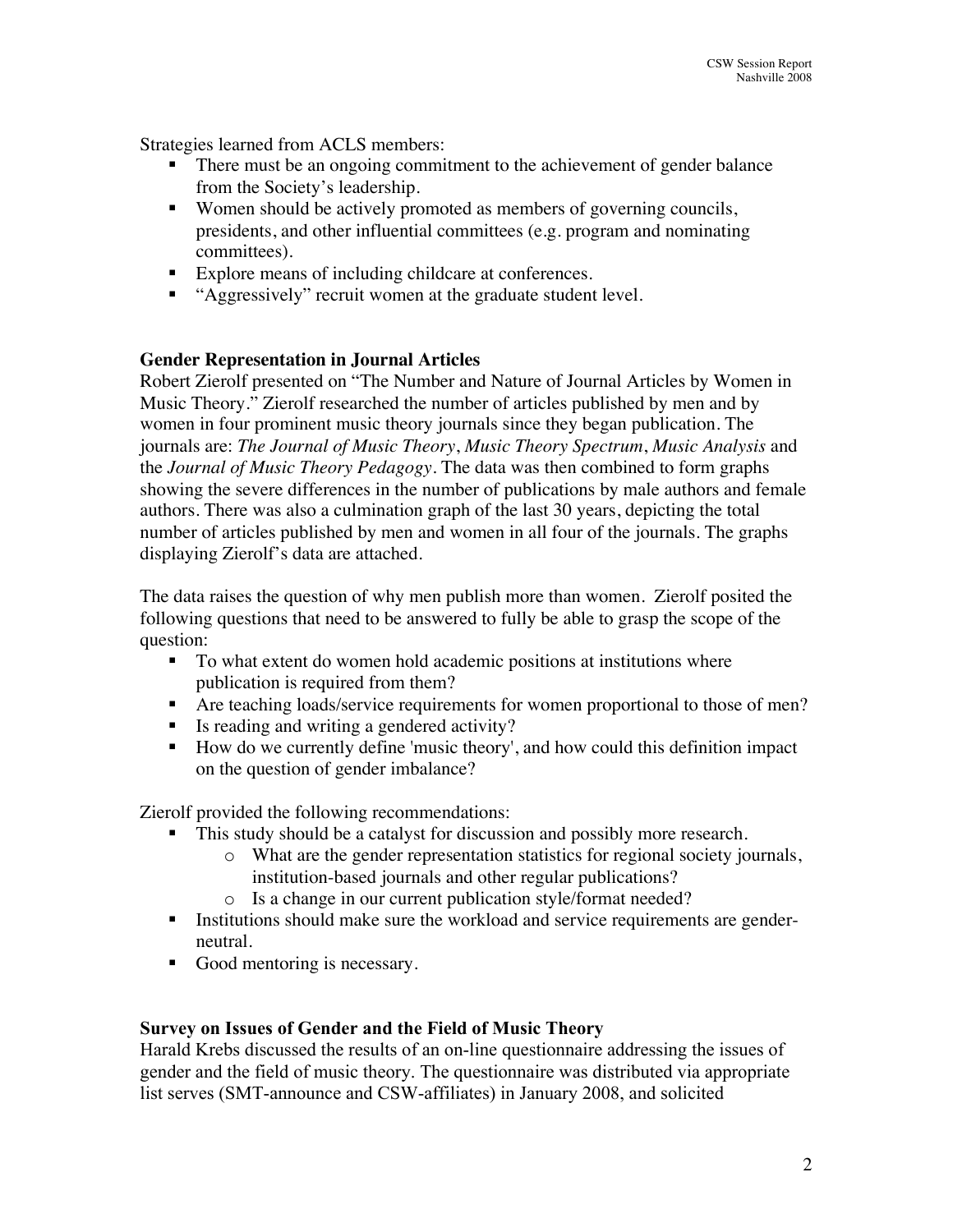Strategies learned from ACLS members:

- There must be an ongoing commitment to the achievement of gender balance from the Society's leadership.
- Women should be actively promoted as members of governing councils, presidents, and other influential committees (e.g. program and nominating committees).
- Explore means of including childcare at conferences.
- "Aggressively" recruit women at the graduate student level.

**Gender Representation in Journal Articles**

Robert Zierolf presented on "The Number and Nature of Journal Articles by Women in Music Theory." Zierolf researched the number of articles published by men and by women in four prominent music theory journals since they began publication. The journals are: *The Journal of Music Theory*, *Music Theory Spectrum*, *Music Analysis* and the *Journal of Music Theory Pedagogy*. The data was then combined to form graphs showing the severe differences in the number of publications by male authors and female authors. There was also a culmination graph of the last 30 years, depicting the total number of articles published by men and women in all four of the journals. The graphs displaying Zierolf's data are attached.

The data raises the question of why men publish more than women. Zierolf posited the following questions that need to be answered to fully be able to grasp the scope of the question:

- To what extent do women hold academic positions at institutions where publication is required from them?
- Are teaching loads/service requirements for women proportional to those of men?
- Is reading and writing a gendered activity?
- How do we currently define 'music theory', and how could this definition impact on the question of gender imbalance?

Zierolf provided the following recommendations:

- This study should be a catalyst for discussion and possibly more research.
  - What are the gender representation statistics for regional society journals, institution-based journals and other regular publications?
  - Is a change in our current publication style/format needed?
- Institutions should make sure the workload and service requirements are gender-neutral.
- Good mentoring is necessary.

**Survey on Issues of Gender and the Field of Music Theory**

Harald Krebs discussed the results of an on-line questionnaire addressing the issues of gender and the field of music theory. The questionnaire was distributed via appropriate list serves (SMT-announce and CSW-affiliates) in January 2008, and solicited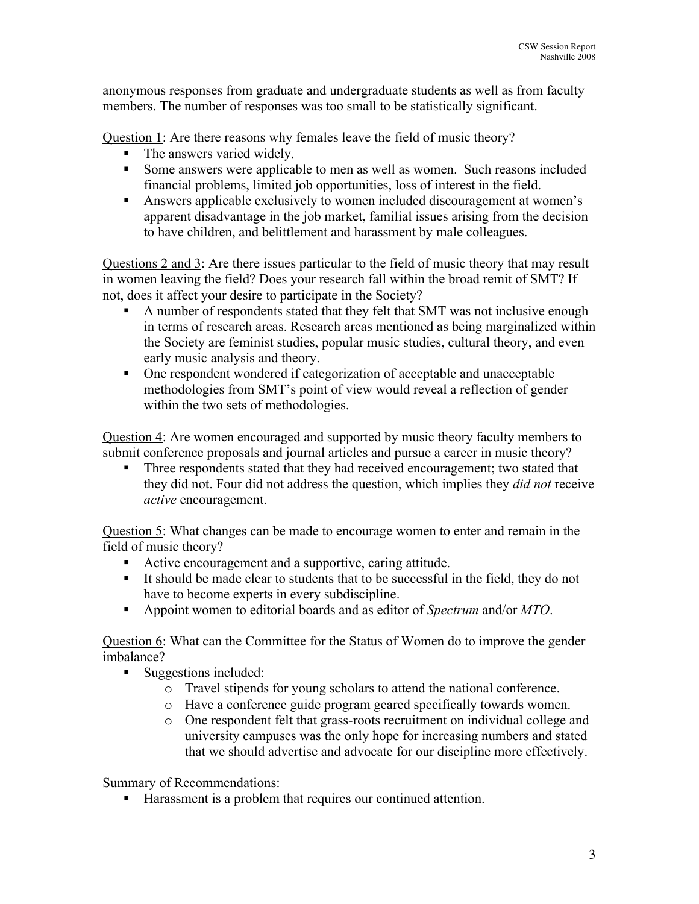anonymous responses from graduate and undergraduate students as well as from faculty members. The number of responses was too small to be statistically significant.

Question 1: Are there reasons why females leave the field of music theory?

- The answers varied widely.
- Some answers were applicable to men as well as women. Such reasons included financial problems, limited job opportunities, loss of interest in the field.
- Answers applicable exclusively to women included discouragement at women's apparent disadvantage in the job market, familial issues arising from the decision to have children, and belittlement and harassment by male colleagues.

Questions 2 and 3: Are there issues particular to the field of music theory that may result in women leaving the field? Does your research fall within the broad remit of SMT? If not, does it affect your desire to participate in the Society?

- A number of respondents stated that they felt that SMT was not inclusive enough in terms of research areas. Research areas mentioned as being marginalized within the Society are feminist studies, popular music studies, cultural theory, and even early music analysis and theory.
- One respondent wondered if categorization of acceptable and unacceptable methodologies from SMT's point of view would reveal a reflection of gender within the two sets of methodologies.

Question 4: Are women encouraged and supported by music theory faculty members to submit conference proposals and journal articles and pursue a career in music theory?

- Three respondents stated that they had received encouragement; two stated that they did not. Four did not address the question, which implies they *did not* receive *active* encouragement.

Question 5: What changes can be made to encourage women to enter and remain in the field of music theory?

- Active encouragement and a supportive, caring attitude.
- It should be made clear to students that to be successful in the field, they do not have to become experts in every subdiscipline.
- Appoint women to editorial boards and as editor of *Spectrum* and/or *MTO*.

Question 6: What can the Committee for the Status of Women do to improve the gender imbalance?

- Suggestions included:
  - Travel stipends for young scholars to attend the national conference.
  - Have a conference guide program geared specifically towards women.
  - One respondent felt that grass-roots recruitment on individual college and university campuses was the only hope for increasing numbers and stated that we should advertise and advocate for our discipline more effectively.

Summary of Recommendations:

- Harassment is a problem that requires our continued attention.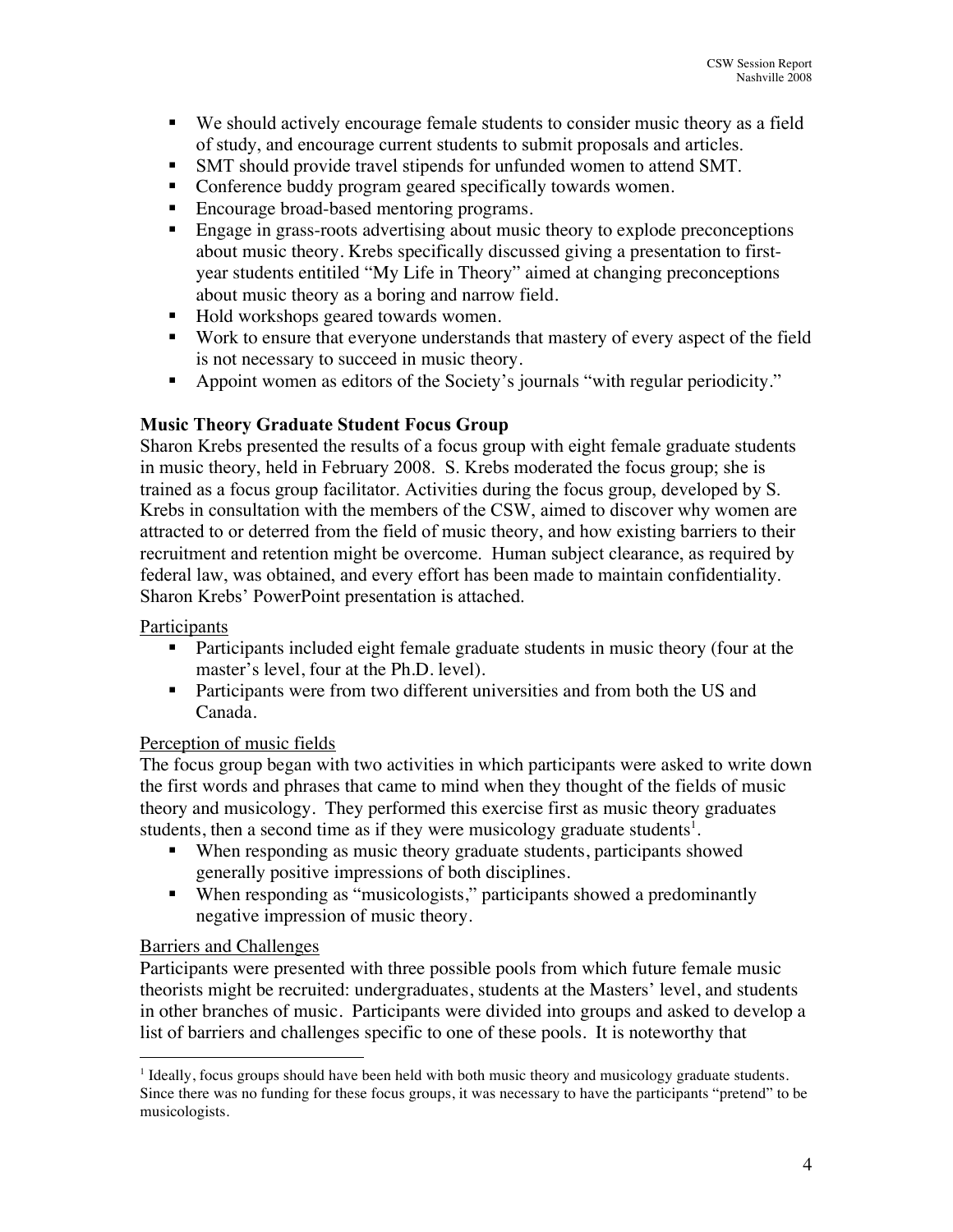- We should actively encourage female students to consider music theory as a field of study, and encourage current students to submit proposals and articles.
- SMT should provide travel stipends for unfunded women to attend SMT.
- Conference buddy program geared specifically towards women.
- Encourage broad-based mentoring programs.
- Engage in grass-roots advertising about music theory to explode preconceptions about music theory. Krebs specifically discussed giving a presentation to first-year students entitiled "My Life in Theory" aimed at changing preconceptions about music theory as a boring and narrow field.
- Hold workshops geared towards women.
- Work to ensure that everyone understands that mastery of every aspect of the field is not necessary to succeed in music theory.
- Appoint women as editors of the Society's journals "with regular periodicity."

**Music Theory Graduate Student Focus Group**

Sharon Krebs presented the results of a focus group with eight female graduate students in music theory, held in February 2008. S. Krebs moderated the focus group; she is trained as a focus group facilitator. Activities during the focus group, developed by S. Krebs in consultation with the members of the CSW, aimed to discover why women are attracted to or deterred from the field of music theory, and how existing barriers to their recruitment and retention might be overcome. Human subject clearance, as required by federal law, was obtained, and every effort has been made to maintain confidentiality. Sharon Krebs' PowerPoint presentation is attached.

Participants

- Participants included eight female graduate students in music theory (four at the master's level, four at the Ph.D. level).
- Participants were from two different universities and from both the US and Canada.

Perception of music fields

The focus group began with two activities in which participants were asked to write down the first words and phrases that came to mind when they thought of the fields of music theory and musicology. They performed this exercise first as music theory graduates students, then a second time as if they were musicology graduate students[1].

- When responding as music theory graduate students, participants showed generally positive impressions of both disciplines.
- When responding as "musicologists," participants showed a predominantly negative impression of music theory.

Barriers and Challenges

Participants were presented with three possible pools from which future female music theorists might be recruited: undergraduates, students at the Masters' level, and students in other branches of music. Participants were divided into groups and asked to develop a list of barriers and challenges specific to one of these pools. It is noteworthy that

[1] Ideally, focus groups should have been held with both music theory and musicology graduate students. Since there was no funding for these focus groups, it was necessary to have the participants "pretend" to be musicologists.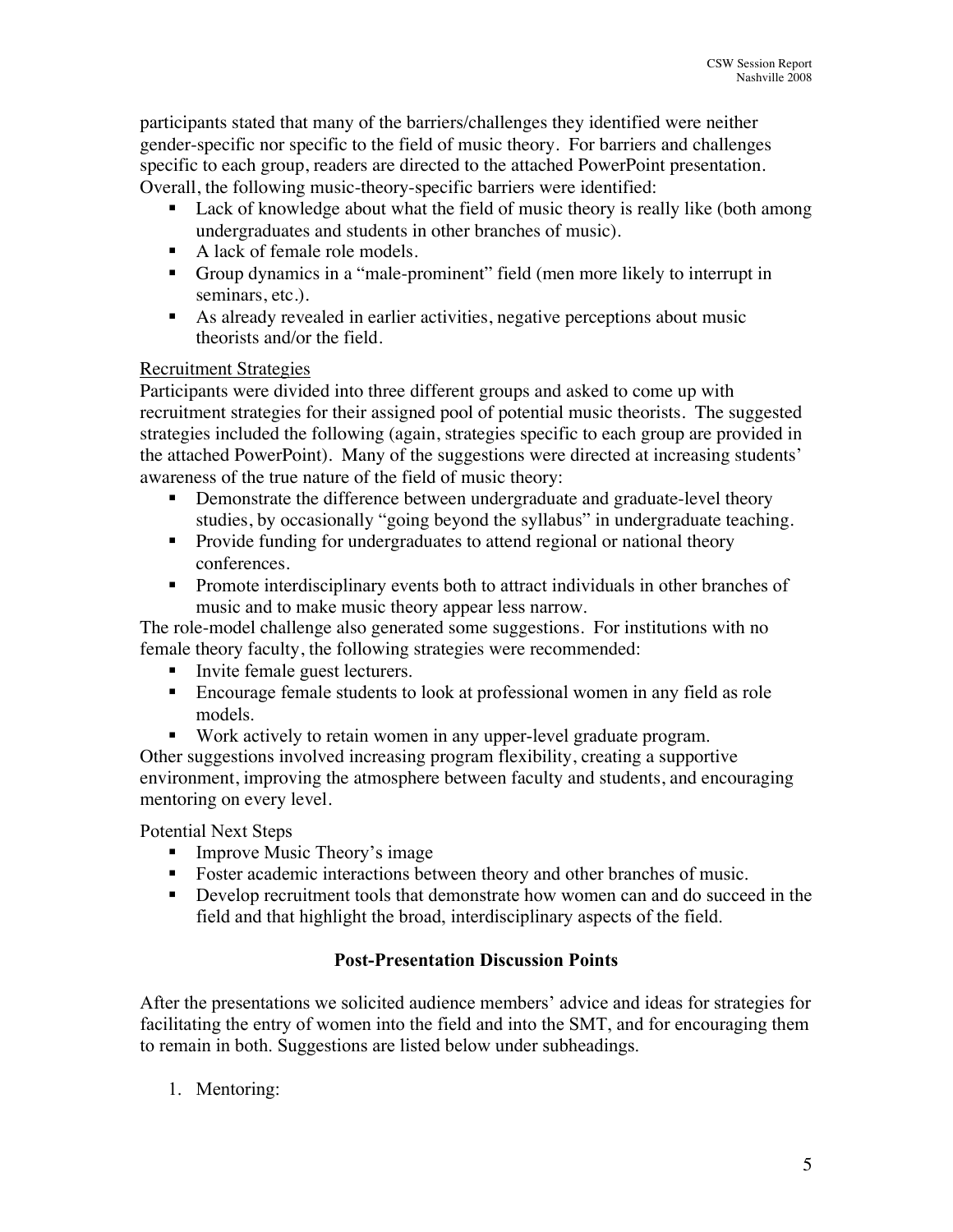participants stated that many of the barriers/challenges they identified were neither gender-specific nor specific to the field of music theory. For barriers and challenges specific to each group, readers are directed to the attached PowerPoint presentation. Overall, the following music-theory-specific barriers were identified:

- Lack of knowledge about what the field of music theory is really like (both among undergraduates and students in other branches of music).
- A lack of female role models.
- Group dynamics in a "male-prominent" field (men more likely to interrupt in seminars, etc.).
- As already revealed in earlier activities, negative perceptions about music theorists and/or the field.

<u>Recruitment Strategies</u>

Participants were divided into three different groups and asked to come up with recruitment strategies for their assigned pool of potential music theorists. The suggested strategies included the following (again, strategies specific to each group are provided in the attached PowerPoint). Many of the suggestions were directed at increasing students' awareness of the true nature of the field of music theory:

- Demonstrate the difference between undergraduate and graduate-level theory studies, by occasionally "going beyond the syllabus" in undergraduate teaching.
- Provide funding for undergraduates to attend regional or national theory conferences.
- Promote interdisciplinary events both to attract individuals in other branches of music and to make music theory appear less narrow.

The role-model challenge also generated some suggestions. For institutions with no female theory faculty, the following strategies were recommended:

- Invite female guest lecturers.
- Encourage female students to look at professional women in any field as role models.
- Work actively to retain women in any upper-level graduate program.

Other suggestions involved increasing program flexibility, creating a supportive environment, improving the atmosphere between faculty and students, and encouraging mentoring on every level.

Potential Next Steps

- Improve Music Theory's image
- Foster academic interactions between theory and other branches of music.
- Develop recruitment tools that demonstrate how women can and do succeed in the field and that highlight the broad, interdisciplinary aspects of the field.

### Post-Presentation Discussion Points

After the presentations we solicited audience members' advice and ideas for strategies for facilitating the entry of women into the field and into the SMT, and for encouraging them to remain in both. Suggestions are listed below under subheadings.

1. Mentoring: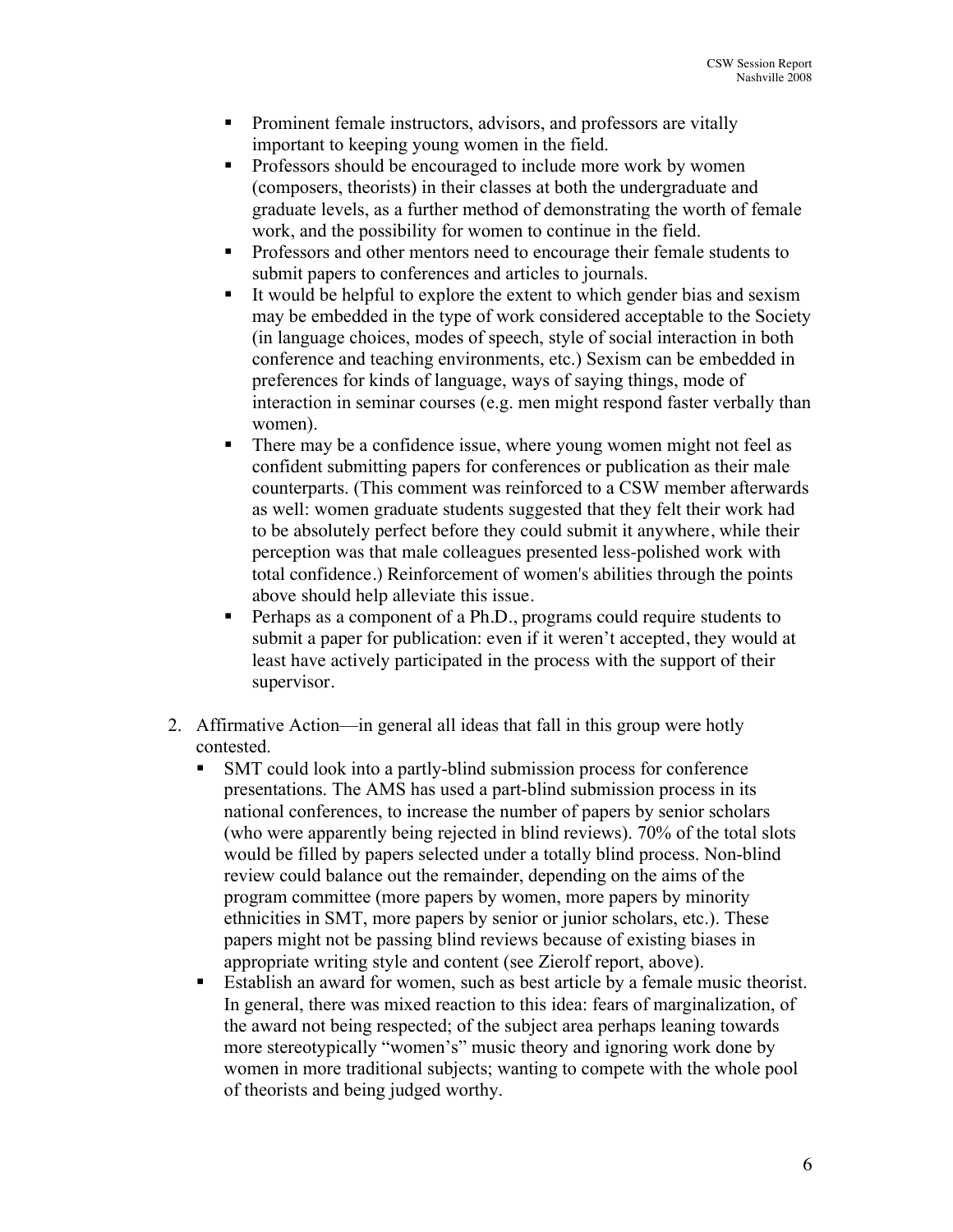- Prominent female instructors, advisors, and professors are vitally important to keeping young women in the field.
- Professors should be encouraged to include more work by women (composers, theorists) in their classes at both the undergraduate and graduate levels, as a further method of demonstrating the worth of female work, and the possibility for women to continue in the field.
- Professors and other mentors need to encourage their female students to submit papers to conferences and articles to journals.
- It would be helpful to explore the extent to which gender bias and sexism may be embedded in the type of work considered acceptable to the Society (in language choices, modes of speech, style of social interaction in both conference and teaching environments, etc.) Sexism can be embedded in preferences for kinds of language, ways of saying things, mode of interaction in seminar courses (e.g. men might respond faster verbally than women).
- There may be a confidence issue, where young women might not feel as confident submitting papers for conferences or publication as their male counterparts. (This comment was reinforced to a CSW member afterwards as well: women graduate students suggested that they felt their work had to be absolutely perfect before they could submit it anywhere, while their perception was that male colleagues presented less-polished work with total confidence.) Reinforcement of women's abilities through the points above should help alleviate this issue.
- Perhaps as a component of a Ph.D., programs could require students to submit a paper for publication: even if it weren't accepted, they would at least have actively participated in the process with the support of their supervisor.

2. Affirmative Action—in general all ideas that fall in this group were hotly contested.
   - SMT could look into a partly-blind submission process for conference presentations. The AMS has used a part-blind submission process in its national conferences, to increase the number of papers by senior scholars (who were apparently being rejected in blind reviews). 70% of the total slots would be filled by papers selected under a totally blind process. Non-blind review could balance out the remainder, depending on the aims of the program committee (more papers by women, more papers by minority ethnicities in SMT, more papers by senior or junior scholars, etc.). These papers might not be passing blind reviews because of existing biases in appropriate writing style and content (see Zierolf report, above).
   - Establish an award for women, such as best article by a female music theorist. In general, there was mixed reaction to this idea: fears of marginalization, of the award not being respected; of the subject area perhaps leaning towards more stereotypically "women's" music theory and ignoring work done by women in more traditional subjects; wanting to compete with the whole pool of theorists and being judged worthy.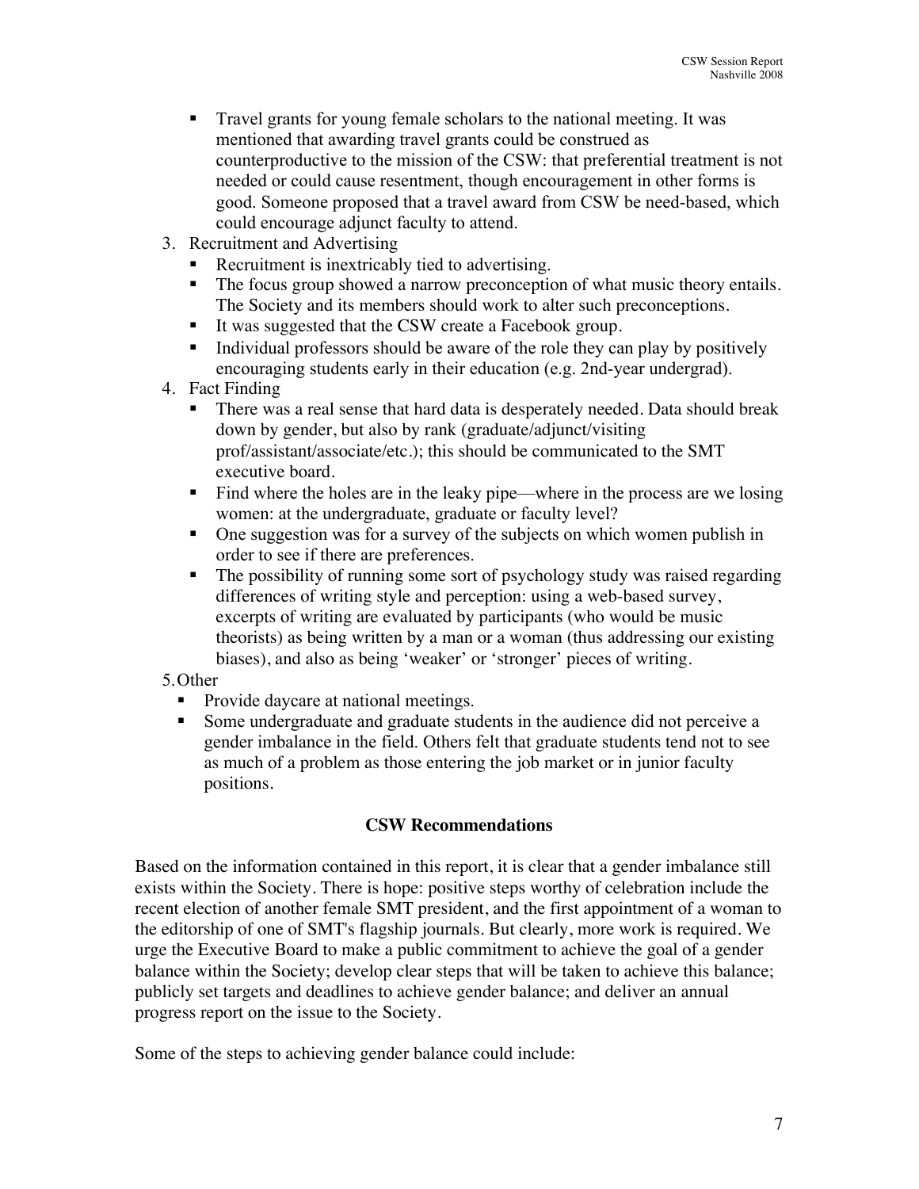- Travel grants for young female scholars to the national meeting. It was mentioned that awarding travel grants could be construed as counterproductive to the mission of the CSW: that preferential treatment is not needed or could cause resentment, though encouragement in other forms is good. Someone proposed that a travel award from CSW be need-based, which could encourage adjunct faculty to attend.

3. Recruitment and Advertising
   - Recruitment is inextricably tied to advertising.
   - The focus group showed a narrow preconception of what music theory entails. The Society and its members should work to alter such preconceptions.
   - It was suggested that the CSW create a Facebook group.
   - Individual professors should be aware of the role they can play by positively encouraging students early in their education (e.g. 2nd-year undergrad).
4. Fact Finding
   - There was a real sense that hard data is desperately needed. Data should break down by gender, but also by rank (graduate/adjunct/visiting prof/assistant/associate/etc.); this should be communicated to the SMT executive board.
   - Find where the holes are in the leaky pipe—where in the process are we losing women: at the undergraduate, graduate or faculty level?
   - One suggestion was for a survey of the subjects on which women publish in order to see if there are preferences.
   - The possibility of running some sort of psychology study was raised regarding differences of writing style and perception: using a web-based survey, excerpts of writing are evaluated by participants (who would be music theorists) as being written by a man or a woman (thus addressing our existing biases), and also as being 'weaker' or 'stronger' pieces of writing.
5. Other
   - Provide daycare at national meetings.
   - Some undergraduate and graduate students in the audience did not perceive a gender imbalance in the field. Others felt that graduate students tend not to see as much of a problem as those entering the job market or in junior faculty positions.

## CSW Recommendations

Based on the information contained in this report, it is clear that a gender imbalance still exists within the Society. There is hope: positive steps worthy of celebration include the recent election of another female SMT president, and the first appointment of a woman to the editorship of one of SMT's flagship journals. But clearly, more work is required. We urge the Executive Board to make a public commitment to achieve the goal of a gender balance within the Society; develop clear steps that will be taken to achieve this balance; publicly set targets and deadlines to achieve gender balance; and deliver an annual progress report on the issue to the Society.

Some of the steps to achieving gender balance could include: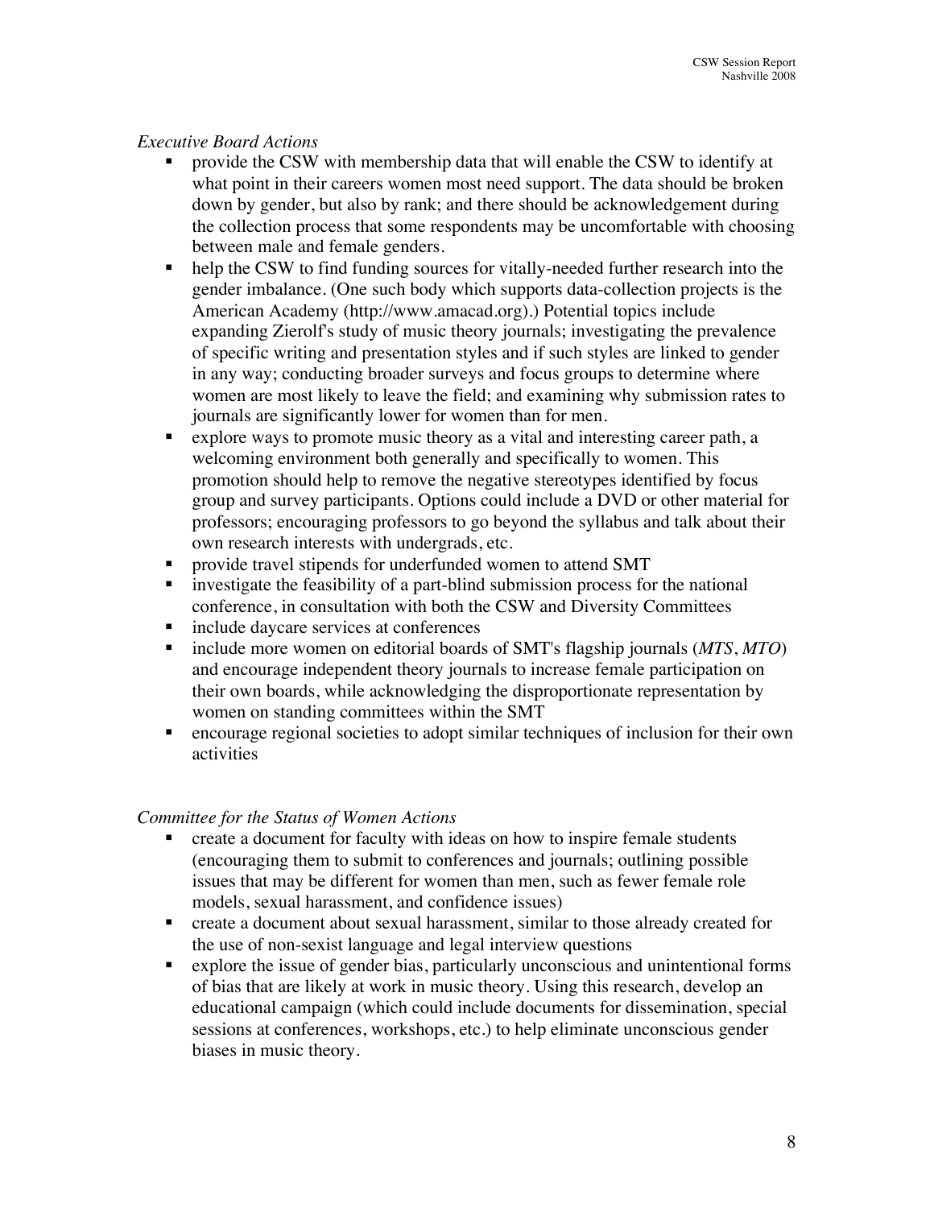*Executive Board Actions*

- provide the CSW with membership data that will enable the CSW to identify at what point in their careers women most need support. The data should be broken down by gender, but also by rank; and there should be acknowledgement during the collection process that some respondents may be uncomfortable with choosing between male and female genders.
- help the CSW to find funding sources for vitally-needed further research into the gender imbalance. (One such body which supports data-collection projects is the American Academy (http://www.amacad.org).) Potential topics include expanding Zierolf's study of music theory journals; investigating the prevalence of specific writing and presentation styles and if such styles are linked to gender in any way; conducting broader surveys and focus groups to determine where women are most likely to leave the field; and examining why submission rates to journals are significantly lower for women than for men.
- explore ways to promote music theory as a vital and interesting career path, a welcoming environment both generally and specifically to women. This promotion should help to remove the negative stereotypes identified by focus group and survey participants. Options could include a DVD or other material for professors; encouraging professors to go beyond the syllabus and talk about their own research interests with undergrads, etc.
- provide travel stipends for underfunded women to attend SMT
- investigate the feasibility of a part-blind submission process for the national conference, in consultation with both the CSW and Diversity Committees
- include daycare services at conferences
- include more women on editorial boards of SMT's flagship journals (*MTS*, *MTO*) and encourage independent theory journals to increase female participation on their own boards, while acknowledging the disproportionate representation by women on standing committees within the SMT
- encourage regional societies to adopt similar techniques of inclusion for their own activities

*Committee for the Status of Women Actions*

- create a document for faculty with ideas on how to inspire female students (encouraging them to submit to conferences and journals; outlining possible issues that may be different for women than men, such as fewer female role models, sexual harassment, and confidence issues)
- create a document about sexual harassment, similar to those already created for the use of non-sexist language and legal interview questions
- explore the issue of gender bias, particularly unconscious and unintentional forms of bias that are likely at work in music theory. Using this research, develop an educational campaign (which could include documents for dissemination, special sessions at conferences, workshops, etc.) to help eliminate unconscious gender biases in music theory.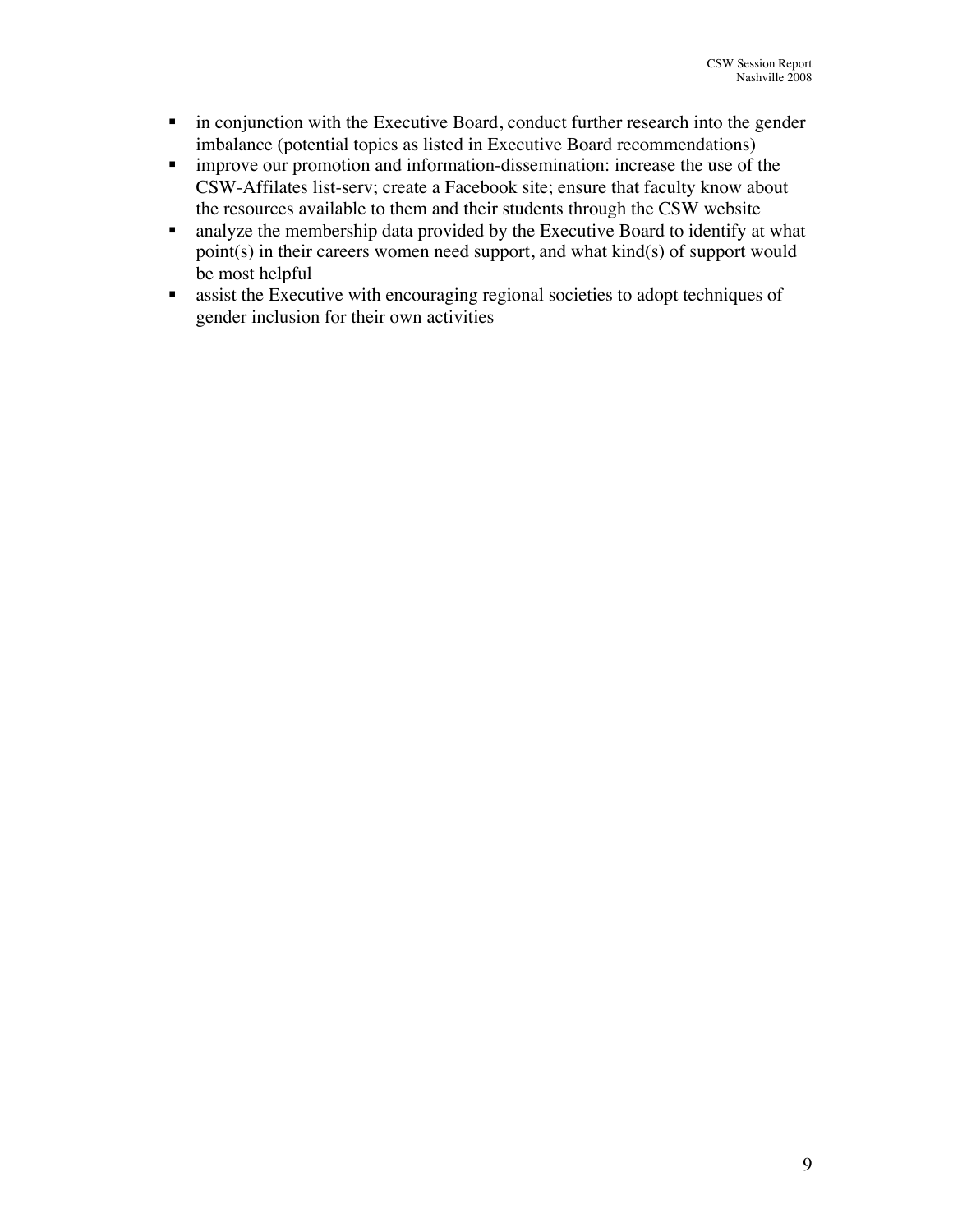- in conjunction with the Executive Board, conduct further research into the gender imbalance (potential topics as listed in Executive Board recommendations)
- improve our promotion and information-dissemination: increase the use of the CSW-Affilates list-serv; create a Facebook site; ensure that faculty know about the resources available to them and their students through the CSW website
- analyze the membership data provided by the Executive Board to identify at what point(s) in their careers women need support, and what kind(s) of support would be most helpful
- assist the Executive with encouraging regional societies to adopt techniques of gender inclusion for their own activities